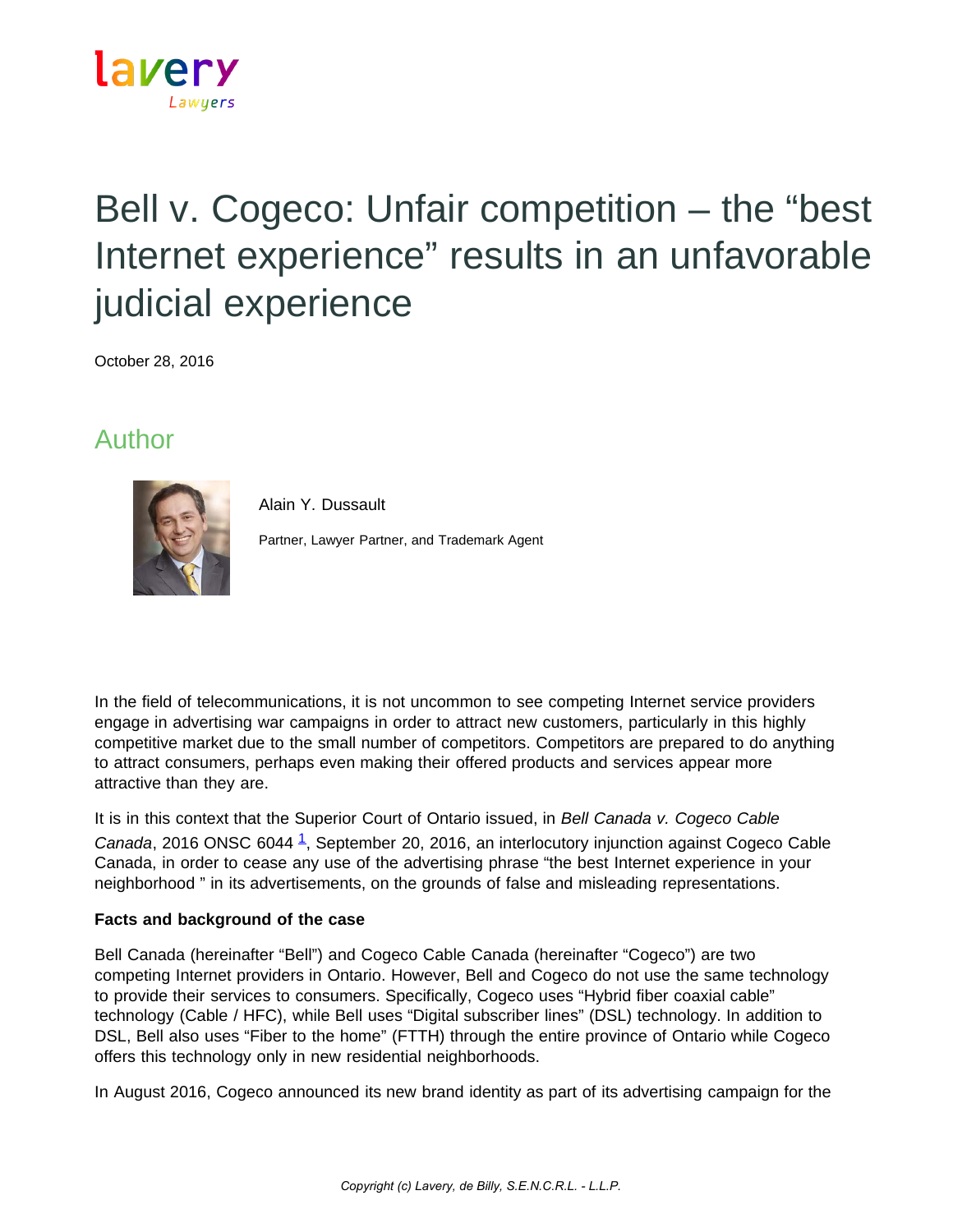# Bell v. Cogeco: Unfair competition – the “best Internet experience” results in an unfavorable judicial experience

October 28, 2016

## Author

Alain Y. Dussault

Partner, Lawyer Partner, and Trademark Agent

In the field of telecommunications, it is not uncommon to see competing Internet service providers engage in advertising war campaigns in order to attract new customers, particularly in this highly competitive market due to the small number of competitors. Competitors are prepared to do anything to attract consumers, perhaps even making their offered products and services appear more attractive than they are.

It is in this context that the Superior Court of Ontario issued, in *Bell Canada v. Cogeco Cable Canada*, 2016 ONSC 6044 [1], September 20, 2016, an interlocutory injunction against Cogeco Cable Canada, in order to cease any use of the advertising phrase “the best Internet experience in your neighborhood ” in its advertisements, on the grounds of false and misleading representations.

**Facts and background of the case**

Bell Canada (hereinafter “Bell”) and Cogeco Cable Canada (hereinafter “Cogeco”) are two competing Internet providers in Ontario. However, Bell and Cogeco do not use the same technology to provide their services to consumers. Specifically, Cogeco uses “Hybrid fiber coaxial cable” technology (Cable / HFC), while Bell uses “Digital subscriber lines” (DSL) technology. In addition to DSL, Bell also uses “Fiber to the home” (FTTH) through the entire province of Ontario while Cogeco offers this technology only in new residential neighborhoods.

In August 2016, Cogeco announced its new brand identity as part of its advertising campaign for the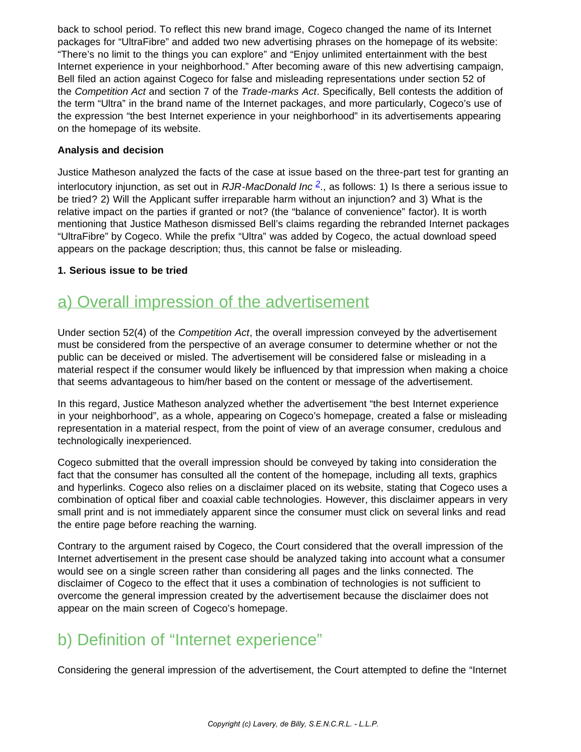back to school period. To reflect this new brand image, Cogeco changed the name of its Internet packages for "UltraFibre" and added two new advertising phrases on the homepage of its website: "There's no limit to the things you can explore" and "Enjoy unlimited entertainment with the best Internet experience in your neighborhood." After becoming aware of this new advertising campaign, Bell filed an action against Cogeco for false and misleading representations under section 52 of the *Competition Act* and section 7 of the *Trade-marks Act*. Specifically, Bell contests the addition of the term "Ultra" in the brand name of the Internet packages, and more particularly, Cogeco's use of the expression "the best Internet experience in your neighborhood" in its advertisements appearing on the homepage of its website.

**Analysis and decision**

Justice Matheson analyzed the facts of the case at issue based on the three-part test for granting an interlocutory injunction, as set out in *RJR-MacDonald Inc* [2]., as follows: 1) Is there a serious issue to be tried? 2) Will the Applicant suffer irreparable harm without an injunction? and 3) What is the relative impact on the parties if granted or not? (the "balance of convenience" factor). It is worth mentioning that Justice Matheson dismissed Bell's claims regarding the rebranded Internet packages "UltraFibre" by Cogeco. While the prefix "Ultra" was added by Cogeco, the actual download speed appears on the package description; thus, this cannot be false or misleading.

**1. Serious issue to be tried**

## a) Overall impression of the advertisement

Under section 52(4) of the *Competition Act*, the overall impression conveyed by the advertisement must be considered from the perspective of an average consumer to determine whether or not the public can be deceived or misled. The advertisement will be considered false or misleading in a material respect if the consumer would likely be influenced by that impression when making a choice that seems advantageous to him/her based on the content or message of the advertisement.

In this regard, Justice Matheson analyzed whether the advertisement "the best Internet experience in your neighborhood", as a whole, appearing on Cogeco's homepage, created a false or misleading representation in a material respect, from the point of view of an average consumer, credulous and technologically inexperienced.

Cogeco submitted that the overall impression should be conveyed by taking into consideration the fact that the consumer has consulted all the content of the homepage, including all texts, graphics and hyperlinks. Cogeco also relies on a disclaimer placed on its website, stating that Cogeco uses a combination of optical fiber and coaxial cable technologies. However, this disclaimer appears in very small print and is not immediately apparent since the consumer must click on several links and read the entire page before reaching the warning.

Contrary to the argument raised by Cogeco, the Court considered that the overall impression of the Internet advertisement in the present case should be analyzed taking into account what a consumer would see on a single screen rather than considering all pages and the links connected. The disclaimer of Cogeco to the effect that it uses a combination of technologies is not sufficient to overcome the general impression created by the advertisement because the disclaimer does not appear on the main screen of Cogeco's homepage.

## b) Definition of "Internet experience"

Considering the general impression of the advertisement, the Court attempted to define the "Internet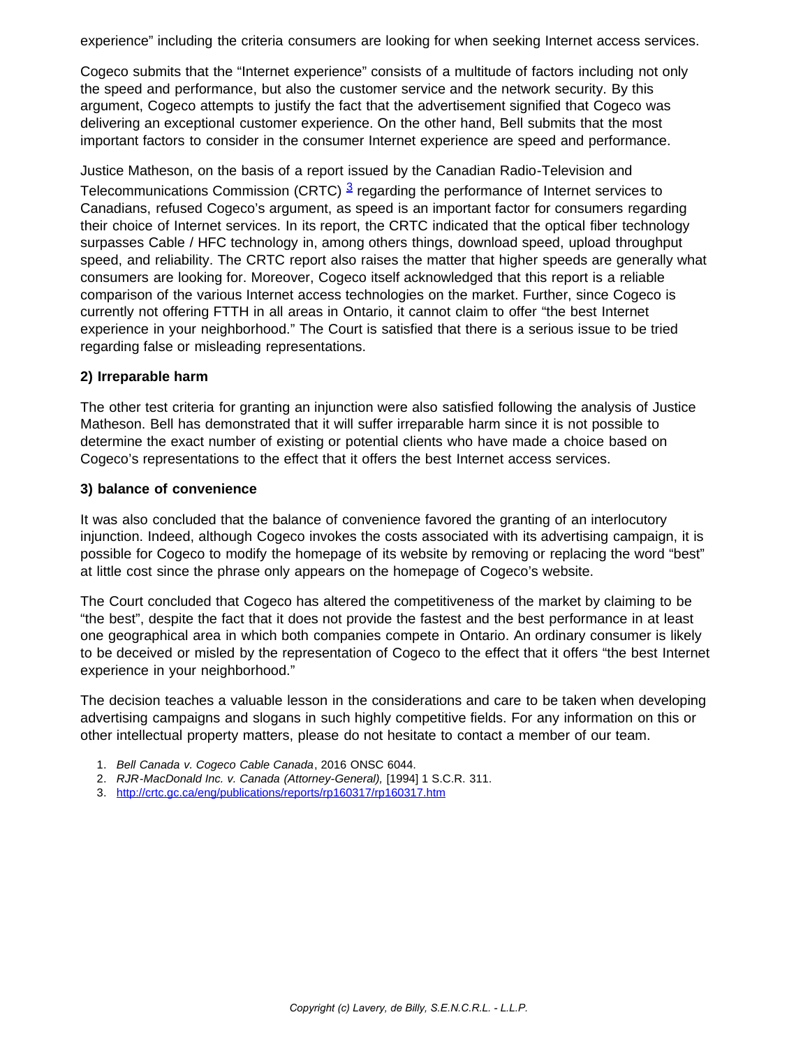experience" including the criteria consumers are looking for when seeking Internet access services.

Cogeco submits that the "Internet experience" consists of a multitude of factors including not only the speed and performance, but also the customer service and the network security. By this argument, Cogeco attempts to justify the fact that the advertisement signified that Cogeco was delivering an exceptional customer experience. On the other hand, Bell submits that the most important factors to consider in the consumer Internet experience are speed and performance.

Justice Matheson, on the basis of a report issued by the Canadian Radio-Television and Telecommunications Commission (CRTC) [3] regarding the performance of Internet services to Canadians, refused Cogeco's argument, as speed is an important factor for consumers regarding their choice of Internet services. In its report, the CRTC indicated that the optical fiber technology surpasses Cable / HFC technology in, among others things, download speed, upload throughput speed, and reliability. The CRTC report also raises the matter that higher speeds are generally what consumers are looking for. Moreover, Cogeco itself acknowledged that this report is a reliable comparison of the various Internet access technologies on the market. Further, since Cogeco is currently not offering FTTH in all areas in Ontario, it cannot claim to offer "the best Internet experience in your neighborhood." The Court is satisfied that there is a serious issue to be tried regarding false or misleading representations.

**2) Irreparable harm**

The other test criteria for granting an injunction were also satisfied following the analysis of Justice Matheson. Bell has demonstrated that it will suffer irreparable harm since it is not possible to determine the exact number of existing or potential clients who have made a choice based on Cogeco's representations to the effect that it offers the best Internet access services.

**3) balance of convenience**

It was also concluded that the balance of convenience favored the granting of an interlocutory injunction. Indeed, although Cogeco invokes the costs associated with its advertising campaign, it is possible for Cogeco to modify the homepage of its website by removing or replacing the word "best" at little cost since the phrase only appears on the homepage of Cogeco's website.

The Court concluded that Cogeco has altered the competitiveness of the market by claiming to be "the best", despite the fact that it does not provide the fastest and the best performance in at least one geographical area in which both companies compete in Ontario. An ordinary consumer is likely to be deceived or misled by the representation of Cogeco to the effect that it offers "the best Internet experience in your neighborhood."

The decision teaches a valuable lesson in the considerations and care to be taken when developing advertising campaigns and slogans in such highly competitive fields. For any information on this or other intellectual property matters, please do not hesitate to contact a member of our team.

1. *Bell Canada v. Cogeco Cable Canada*, 2016 ONSC 6044.
2. *RJR-MacDonald Inc. v. Canada (Attorney-General),* [1994] 1 S.C.R. 311.
3. http://crtc.gc.ca/eng/publications/reports/rp160317/rp160317.htm

*Copyright (c) Lavery, de Billy, S.E.N.C.R.L. - L.L.P.*